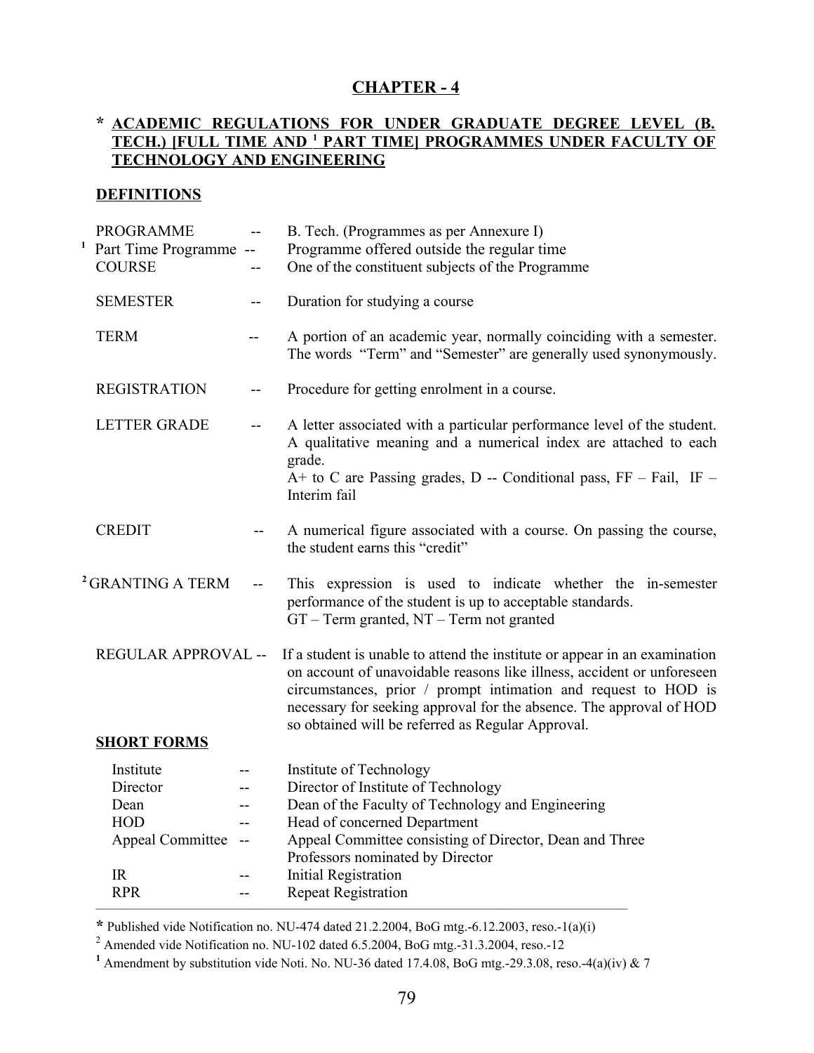# CHAPTER - 4

## * ACADEMIC REGULATIONS FOR UNDER GRADUATE DEGREE LEVEL (B. TECH.) [FULL TIME AND [1] PART TIME] PROGRAMMES UNDER FACULTY OF TECHNOLOGY AND ENGINEERING

### DEFINITIONS

| | | |
|---|---|---|
| PROGRAMME | -- | B. Tech. (Programmes as per Annexure I) |
| [1] Part Time Programme | -- | Programme offered outside the regular time |
| COURSE | -- | One of the constituent subjects of the Programme |
| SEMESTER | -- | Duration for studying a course |
| TERM | -- | A portion of an academic year, normally coinciding with a semester. The words "Term" and "Semester" are generally used synonymously. |
| REGISTRATION | -- | Procedure for getting enrolment in a course. |
| LETTER GRADE | -- | A letter associated with a particular performance level of the student. A qualitative meaning and a numerical index are attached to each grade. A+ to C are Passing grades, D -- Conditional pass, FF – Fail, IF – Interim fail |
| CREDIT | -- | A numerical figure associated with a course. On passing the course, the student earns this "credit" |
| [2] GRANTING A TERM | -- | This expression is used to indicate whether the in-semester performance of the student is up to acceptable standards. GT – Term granted, NT – Term not granted |
| REGULAR APPROVAL | -- | If a student is unable to attend the institute or appear in an examination on account of unavoidable reasons like illness, accident or unforeseen circumstances, prior / prompt intimation and request to HOD is necessary for seeking approval for the absence. The approval of HOD so obtained will be referred as Regular Approval. |

### SHORT FORMS

| | | |
|---|---|---|
| Institute | -- | Institute of Technology |
| Director | -- | Director of Institute of Technology |
| Dean | -- | Dean of the Faculty of Technology and Engineering |
| HOD | -- | Head of concerned Department |
| Appeal Committee | -- | Appeal Committee consisting of Director, Dean and Three Professors nominated by Director |
| IR | -- | Initial Registration |
| RPR | -- | Repeat Registration |

---

* Published vide Notification no. NU-474 dated 21.2.2004, BoG mtg.-6.12.2003, reso.-1(a)(i)

[2] Amended vide Notification no. NU-102 dated 6.5.2004, BoG mtg.-31.3.2004, reso.-12

[1] Amendment by substitution vide Noti. No. NU-36 dated 17.4.08, BoG mtg.-29.3.08, reso.-4(a)(iv) & 7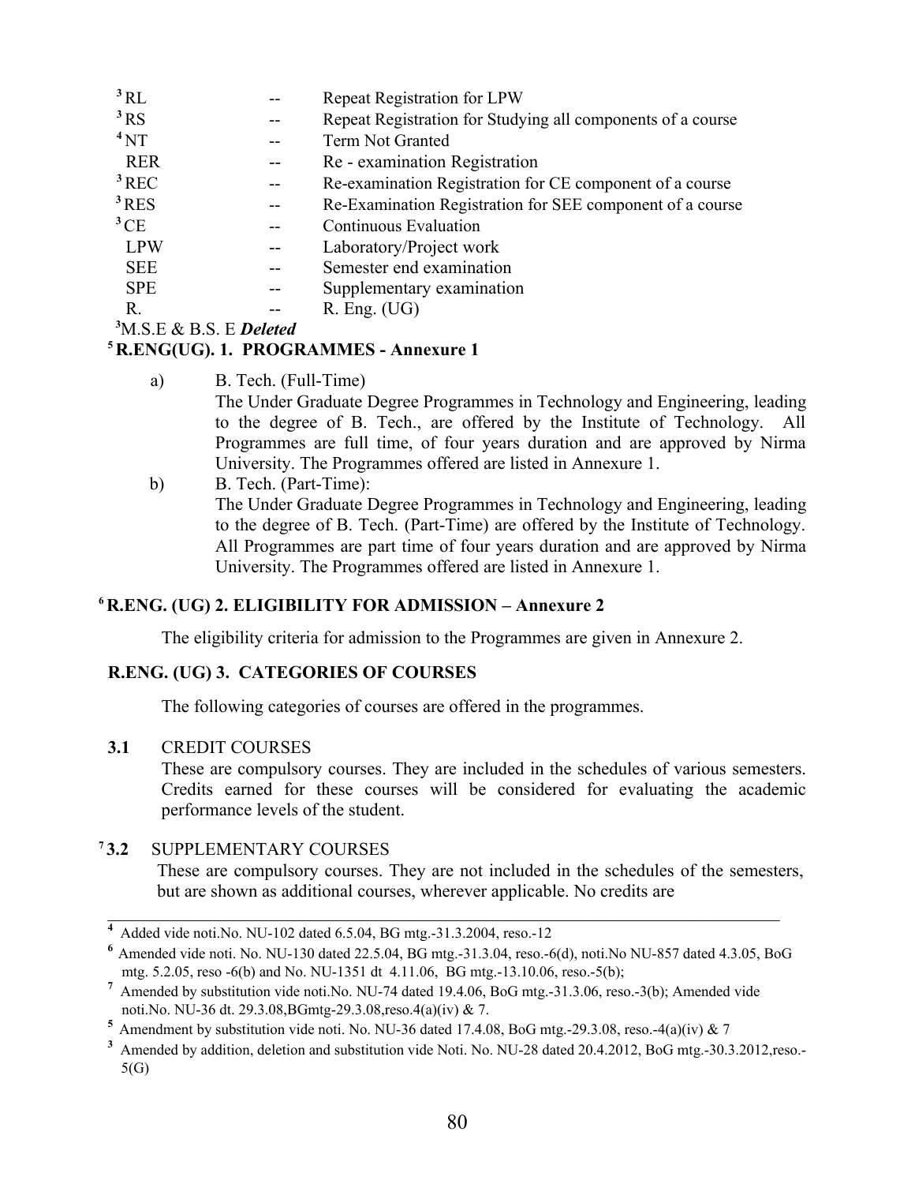| | | |
|---|---|---|
| [3] RL | -- | Repeat Registration for LPW |
| [3] RS | -- | Repeat Registration for Studying all components of a course |
| [4] NT | -- | Term Not Granted |
| RER | -- | Re - examination Registration |
| [3] REC | -- | Re-examination Registration for CE component of a course |
| [3] RES | -- | Re-Examination Registration for SEE component of a course |
| [3] CE | -- | Continuous Evaluation |
| LPW | -- | Laboratory/Project work |
| SEE | -- | Semester end examination |
| SPE | -- | Supplementary examination |
| R. | -- | R. Eng. (UG) |

[3]M.S.E & B.S. E ***Deleted***

### [5] R.ENG(UG). 1. PROGRAMMES - Annexure 1

a) B. Tech. (Full-Time)
The Under Graduate Degree Programmes in Technology and Engineering, leading to the degree of B. Tech., are offered by the Institute of Technology. All Programmes are full time, of four years duration and are approved by Nirma University. The Programmes offered are listed in Annexure 1.

b) B. Tech. (Part-Time):
The Under Graduate Degree Programmes in Technology and Engineering, leading to the degree of B. Tech. (Part-Time) are offered by the Institute of Technology. All Programmes are part time of four years duration and are approved by Nirma University. The Programmes offered are listed in Annexure 1.

### [6] R.ENG. (UG) 2. ELIGIBILITY FOR ADMISSION – Annexure 2

The eligibility criteria for admission to the Programmes are given in Annexure 2.

### R.ENG. (UG) 3. CATEGORIES OF COURSES

The following categories of courses are offered in the programmes.

**3.1** CREDIT COURSES
These are compulsory courses. They are included in the schedules of various semesters. Credits earned for these courses will be considered for evaluating the academic performance levels of the student.

[7] **3.2** SUPPLEMENTARY COURSES
These are compulsory courses. They are not included in the schedules of the semesters, but are shown as additional courses, wherever applicable. No credits are

---

[4] Added vide noti.No. NU-102 dated 6.5.04, BG mtg.-31.3.2004, reso.-12

[6] Amended vide noti. No. NU-130 dated 22.5.04, BG mtg.-31.3.04, reso.-6(d), noti.No NU-857 dated 4.3.05, BoG mtg. 5.2.05, reso -6(b) and No. NU-1351 dt 4.11.06, BG mtg.-13.10.06, reso.-5(b);

[7] Amended by substitution vide noti.No. NU-74 dated 19.4.06, BoG mtg.-31.3.06, reso.-3(b); Amended vide noti.No. NU-36 dt. 29.3.08,BGmtg-29.3.08,reso.4(a)(iv) & 7.

[5] Amendment by substitution vide noti. No. NU-36 dated 17.4.08, BoG mtg.-29.3.08, reso.-4(a)(iv) & 7

[3] Amended by addition, deletion and substitution vide Noti. No. NU-28 dated 20.4.2012, BoG mtg.-30.3.2012,reso.-5(G)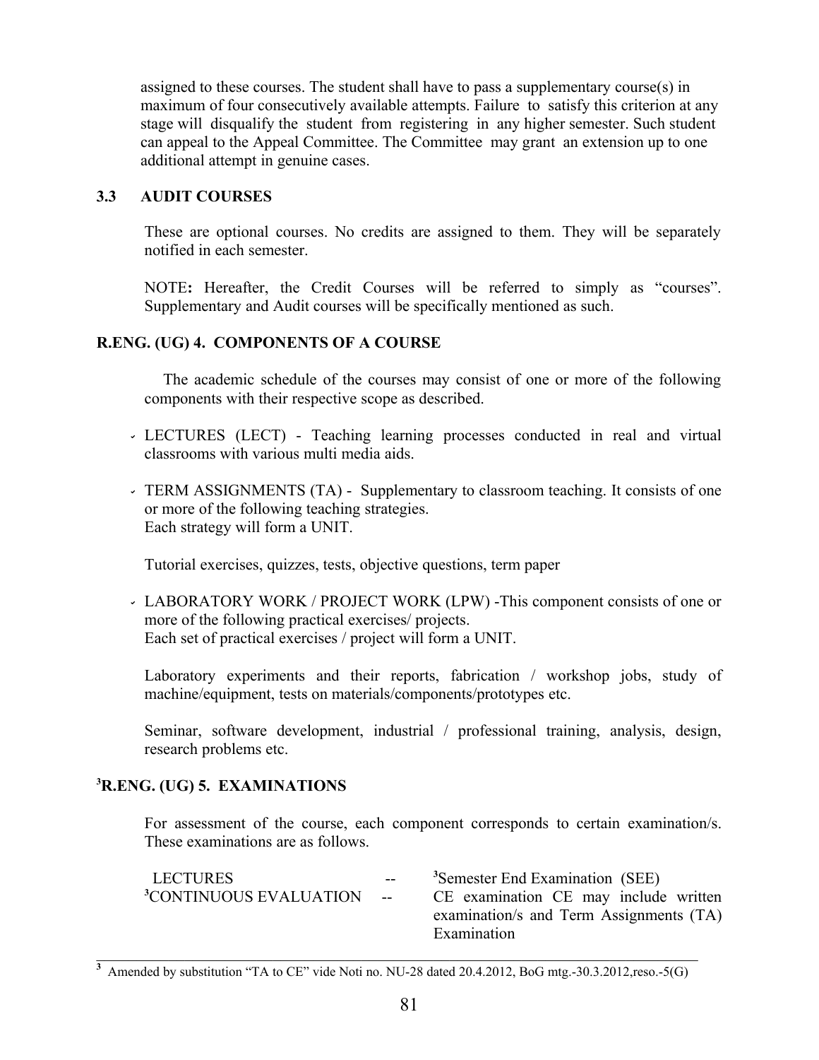assigned to these courses. The student shall have to pass a supplementary course(s) in maximum of four consecutively available attempts. Failure to satisfy this criterion at any stage will disqualify the student from registering in any higher semester. Such student can appeal to the Appeal Committee. The Committee may grant an extension up to one additional attempt in genuine cases.

### 3.3 AUDIT COURSES

These are optional courses. No credits are assigned to them. They will be separately notified in each semester.

NOTE**:** Hereafter, the Credit Courses will be referred to simply as "courses". Supplementary and Audit courses will be specifically mentioned as such.

## R.ENG. (UG) 4. COMPONENTS OF A COURSE

The academic schedule of the courses may consist of one or more of the following components with their respective scope as described.

- LECTURES (LECT) - Teaching learning processes conducted in real and virtual classrooms with various multi media aids.
- TERM ASSIGNMENTS (TA) - Supplementary to classroom teaching. It consists of one or more of the following teaching strategies.
  Each strategy will form a UNIT.

  Tutorial exercises, quizzes, tests, objective questions, term paper

- LABORATORY WORK / PROJECT WORK (LPW) -This component consists of one or more of the following practical exercises/ projects.
  Each set of practical exercises / project will form a UNIT.

  Laboratory experiments and their reports, fabrication / workshop jobs, study of machine/equipment, tests on materials/components/prototypes etc.

  Seminar, software development, industrial / professional training, analysis, design, research problems etc.

## [3]R.ENG. (UG) 5. EXAMINATIONS

For assessment of the course, each component corresponds to certain examination/s. These examinations are as follows.

| | | |
|---|---|---|
| LECTURES | -- | [3]Semester End Examination (SEE) |
| [3]CONTINUOUS EVALUATION | -- | CE examination CE may include written examination/s and Term Assignments (TA) Examination |

[3] Amended by substitution "TA to CE" vide Noti no. NU-28 dated 20.4.2012, BoG mtg.-30.3.2012,reso.-5(G)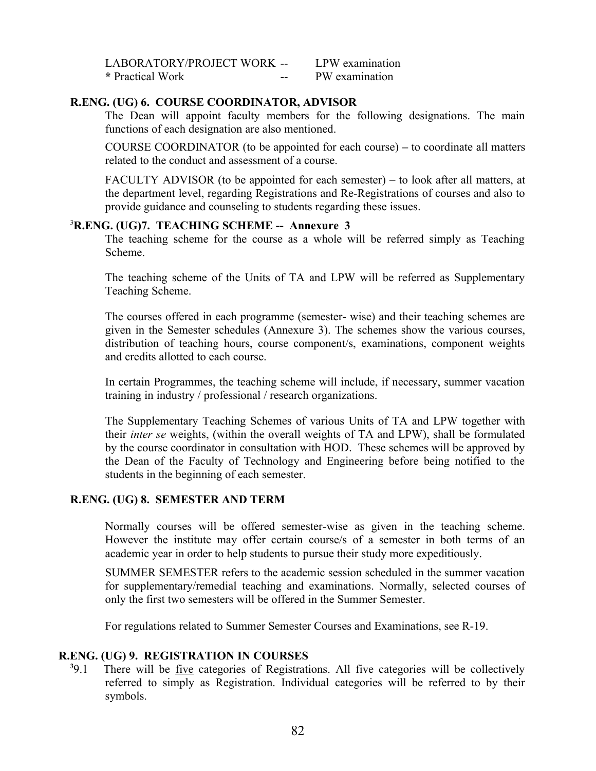| | | |
|---|---|---|
| LABORATORY/PROJECT WORK | -- | LPW examination |
| * Practical Work | -- | PW examination |

### R.ENG. (UG) 6. COURSE COORDINATOR, ADVISOR

The Dean will appoint faculty members for the following designations. The main functions of each designation are also mentioned.

COURSE COORDINATOR (to be appointed for each course) – to coordinate all matters related to the conduct and assessment of a course.

FACULTY ADVISOR (to be appointed for each semester) – to look after all matters, at the department level, regarding Registrations and Re-Registrations of courses and also to provide guidance and counseling to students regarding these issues.

### [3]R.ENG. (UG)7. TEACHING SCHEME -- Annexure 3

The teaching scheme for the course as a whole will be referred simply as Teaching Scheme.

The teaching scheme of the Units of TA and LPW will be referred as Supplementary Teaching Scheme.

The courses offered in each programme (semester- wise) and their teaching schemes are given in the Semester schedules (Annexure 3). The schemes show the various courses, distribution of teaching hours, course component/s, examinations, component weights and credits allotted to each course.

In certain Programmes, the teaching scheme will include, if necessary, summer vacation training in industry / professional / research organizations.

The Supplementary Teaching Schemes of various Units of TA and LPW together with their *inter se* weights, (within the overall weights of TA and LPW), shall be formulated by the course coordinator in consultation with HOD. These schemes will be approved by the Dean of the Faculty of Technology and Engineering before being notified to the students in the beginning of each semester.

### R.ENG. (UG) 8. SEMESTER AND TERM

Normally courses will be offered semester-wise as given in the teaching scheme. However the institute may offer certain course/s of a semester in both terms of an academic year in order to help students to pursue their study more expeditiously.

SUMMER SEMESTER refers to the academic session scheduled in the summer vacation for supplementary/remedial teaching and examinations. Normally, selected courses of only the first two semesters will be offered in the Summer Semester.

For regulations related to Summer Semester Courses and Examinations, see R-19.

### R.ENG. (UG) 9. REGISTRATION IN COURSES

[3]9.1 There will be five categories of Registrations. All five categories will be collectively referred to simply as Registration. Individual categories will be referred to by their symbols.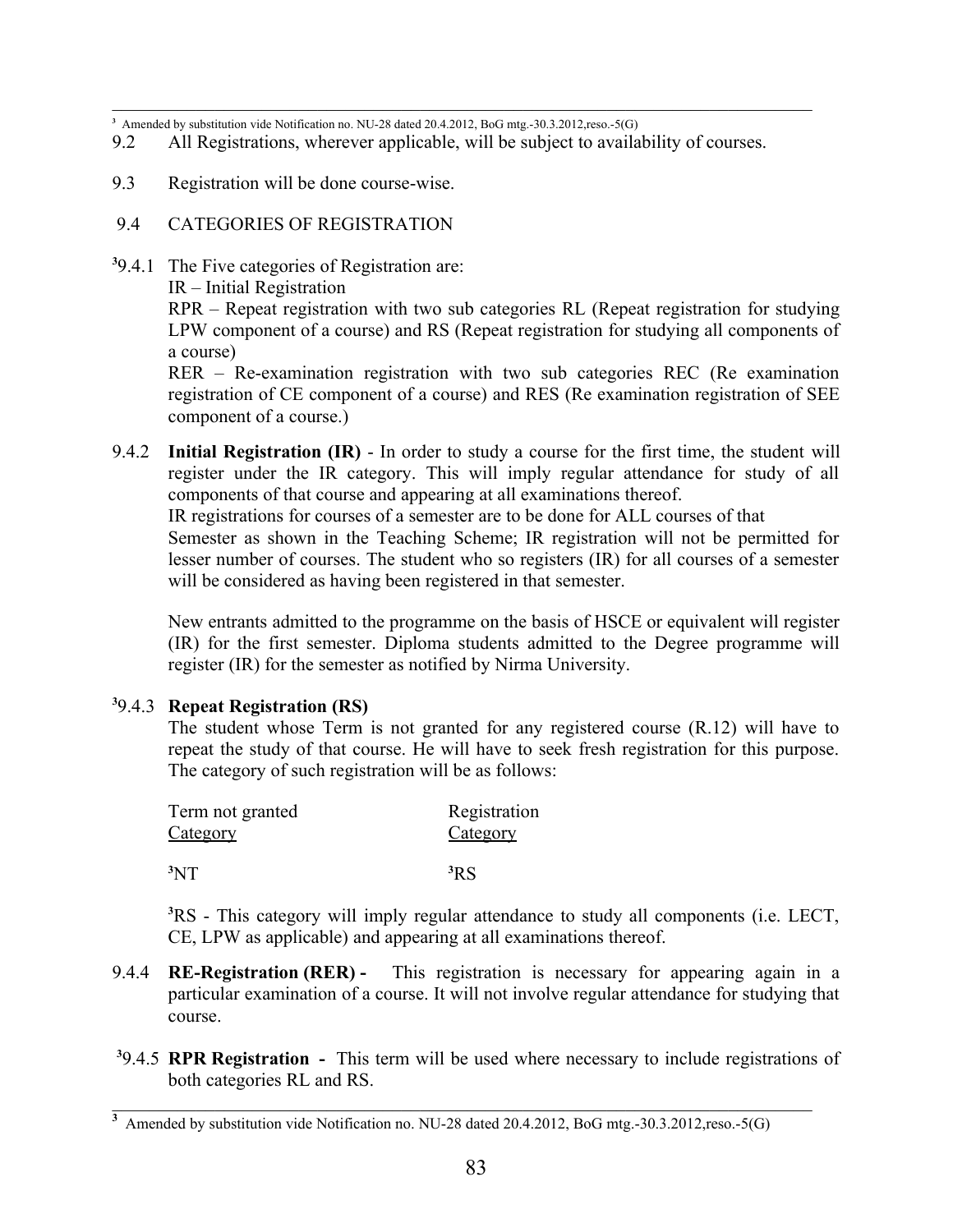[3] Amended by substitution vide Notification no. NU-28 dated 20.4.2012, BoG mtg.-30.3.2012,reso.-5(G)

9.2 All Registrations, wherever applicable, will be subject to availability of courses.

9.3 Registration will be done course-wise.

9.4 CATEGORIES OF REGISTRATION

[3]9.4.1 The Five categories of Registration are:
IR – Initial Registration
RPR – Repeat registration with two sub categories RL (Repeat registration for studying LPW component of a course) and RS (Repeat registration for studying all components of a course)
RER – Re-examination registration with two sub categories REC (Re examination registration of CE component of a course) and RES (Re examination registration of SEE component of a course.)

9.4.2 **Initial Registration (IR)** - In order to study a course for the first time, the student will register under the IR category. This will imply regular attendance for study of all components of that course and appearing at all examinations thereof.
IR registrations for courses of a semester are to be done for ALL courses of that Semester as shown in the Teaching Scheme; IR registration will not be permitted for lesser number of courses. The student who so registers (IR) for all courses of a semester will be considered as having been registered in that semester.

New entrants admitted to the programme on the basis of HSCE or equivalent will register (IR) for the first semester. Diploma students admitted to the Degree programme will register (IR) for the semester as notified by Nirma University.

[3]9.4.3 **Repeat Registration (RS)**
The student whose Term is not granted for any registered course (R.12) will have to repeat the study of that course. He will have to seek fresh registration for this purpose. The category of such registration will be as follows:

| Term not granted <u>Category</u> | Registration <u>Category</u> |
|---|---|
| [3]NT | [3]RS |

[3]RS - This category will imply regular attendance to study all components (i.e. LECT, CE, LPW as applicable) and appearing at all examinations thereof.

9.4.4 **RE-Registration (RER) -** This registration is necessary for appearing again in a particular examination of a course. It will not involve regular attendance for studying that course.

[3]9.4.5 **RPR Registration -** This term will be used where necessary to include registrations of both categories RL and RS.

[3] Amended by substitution vide Notification no. NU-28 dated 20.4.2012, BoG mtg.-30.3.2012,reso.-5(G)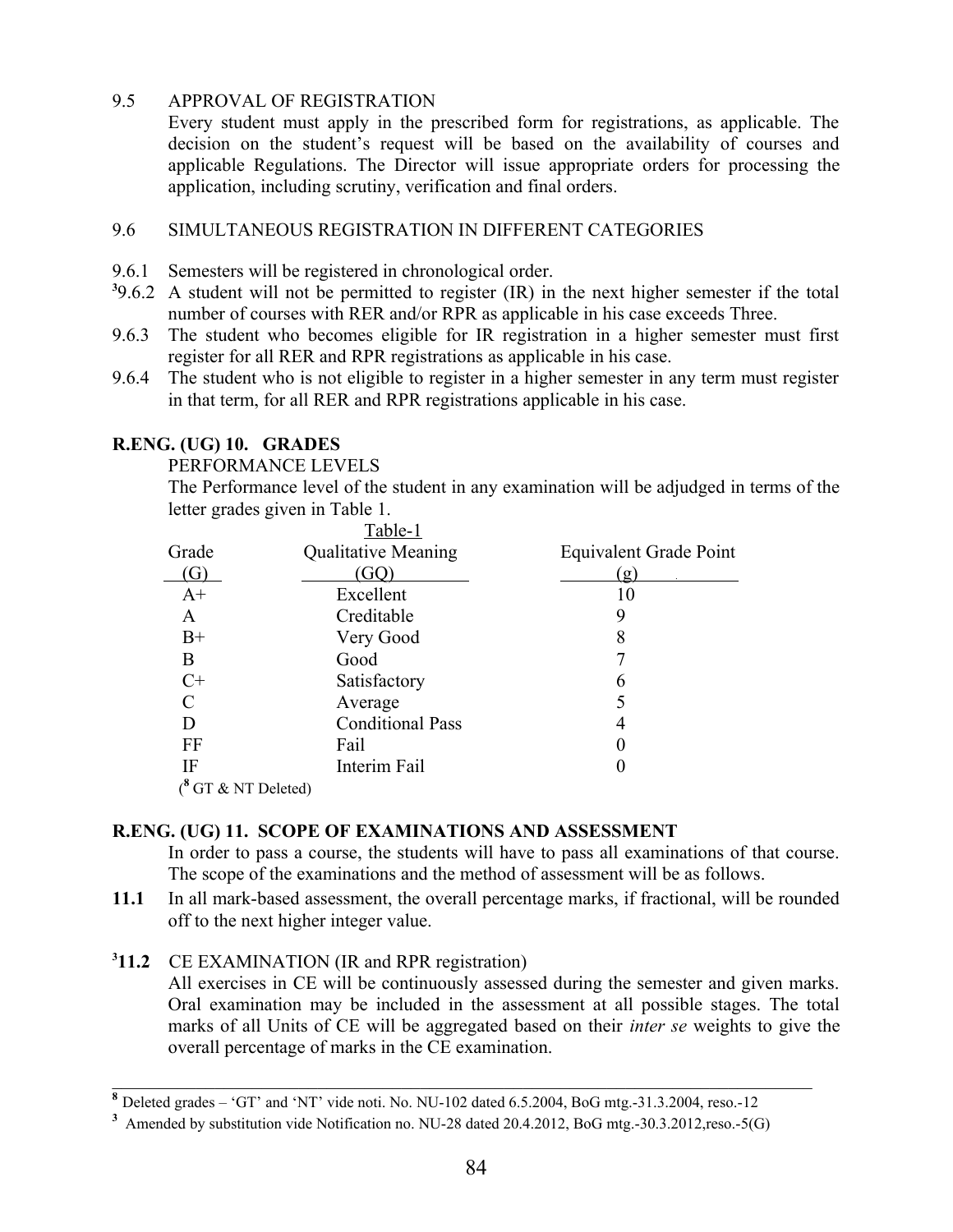9.5 APPROVAL OF REGISTRATION

Every student must apply in the prescribed form for registrations, as applicable. The decision on the student's request will be based on the availability of courses and applicable Regulations. The Director will issue appropriate orders for processing the application, including scrutiny, verification and final orders.

9.6 SIMULTANEOUS REGISTRATION IN DIFFERENT CATEGORIES

9.6.1 Semesters will be registered in chronological order.

[3]9.6.2 A student will not be permitted to register (IR) in the next higher semester if the total number of courses with RER and/or RPR as applicable in his case exceeds Three.

9.6.3 The student who becomes eligible for IR registration in a higher semester must first register for all RER and RPR registrations as applicable in his case.

9.6.4 The student who is not eligible to register in a higher semester in any term must register in that term, for all RER and RPR registrations applicable in his case.

## R.ENG. (UG) 10. GRADES

PERFORMANCE LEVELS

The Performance level of the student in any examination will be adjudged in terms of the letter grades given in Table 1.

Table-1

| Grade (G) | Qualitative Meaning (GQ) | Equivalent Grade Point (g) |
|---|---|---|
| A+ | Excellent | 10 |
| A | Creditable | 9 |
| B+ | Very Good | 8 |
| B | Good | 7 |
| C+ | Satisfactory | 6 |
| C | Average | 5 |
| D | Conditional Pass | 4 |
| FF | Fail | 0 |
| IF | Interim Fail | 0 |

([8] GT & NT Deleted)

## R.ENG. (UG) 11. SCOPE OF EXAMINATIONS AND ASSESSMENT

In order to pass a course, the students will have to pass all examinations of that course. The scope of the examinations and the method of assessment will be as follows.

**11.1** In all mark-based assessment, the overall percentage marks, if fractional, will be rounded off to the next higher integer value.

[3]**11.2** CE EXAMINATION (IR and RPR registration)

All exercises in CE will be continuously assessed during the semester and given marks. Oral examination may be included in the assessment at all possible stages. The total marks of all Units of CE will be aggregated based on their *inter se* weights to give the overall percentage of marks in the CE examination.

---

[8] Deleted grades – 'GT' and 'NT' vide noti. No. NU-102 dated 6.5.2004, BoG mtg.-31.3.2004, reso.-12

[3] Amended by substitution vide Notification no. NU-28 dated 20.4.2012, BoG mtg.-30.3.2012,reso.-5(G)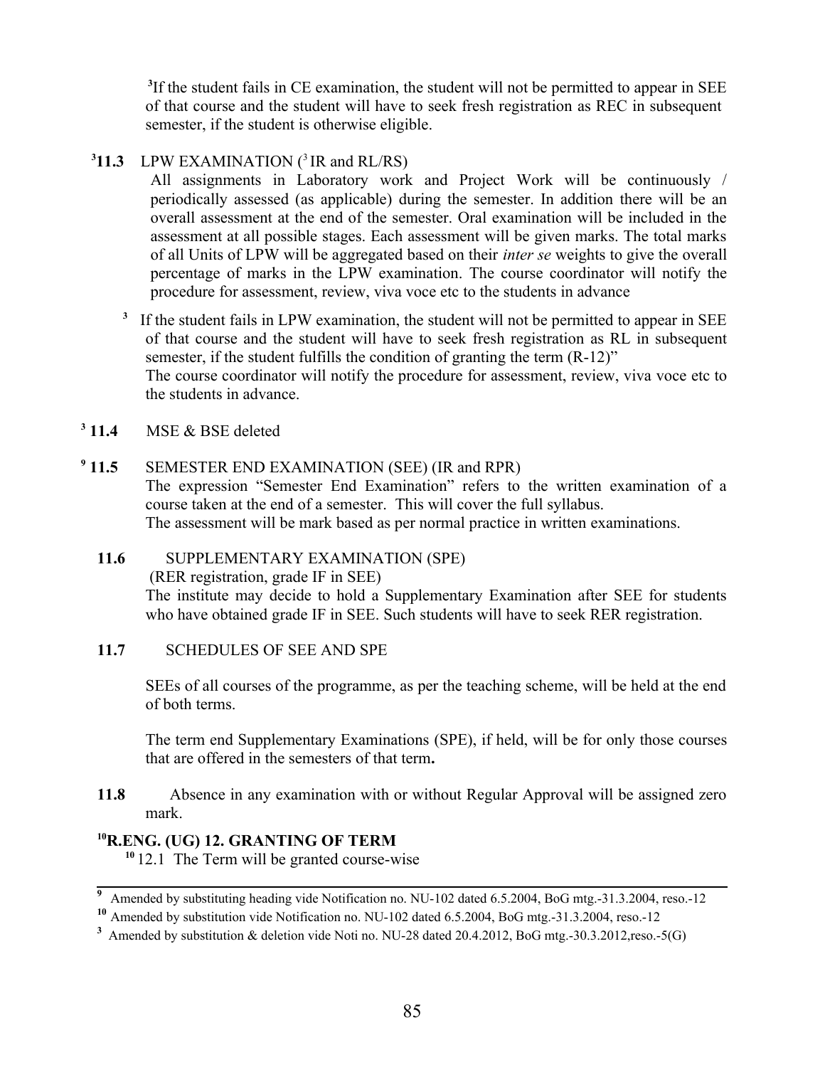[3]If the student fails in CE examination, the student will not be permitted to appear in SEE of that course and the student will have to seek fresh registration as REC in subsequent semester, if the student is otherwise eligible.

**[3]11.3** LPW EXAMINATION ([3] IR and RL/RS)

All assignments in Laboratory work and Project Work will be continuously / periodically assessed (as applicable) during the semester. In addition there will be an overall assessment at the end of the semester. Oral examination will be included in the assessment at all possible stages. Each assessment will be given marks. The total marks of all Units of LPW will be aggregated based on their *inter se* weights to give the overall percentage of marks in the LPW examination. The course coordinator will notify the procedure for assessment, review, viva voce etc to the students in advance

[3] If the student fails in LPW examination, the student will not be permitted to appear in SEE of that course and the student will have to seek fresh registration as RL in subsequent semester, if the student fulfills the condition of granting the term (R-12)"

The course coordinator will notify the procedure for assessment, review, viva voce etc to the students in advance.

**[3] 11.4** MSE & BSE deleted

**[9] 11.5** SEMESTER END EXAMINATION (SEE) (IR and RPR)

The expression "Semester End Examination" refers to the written examination of a course taken at the end of a semester. This will cover the full syllabus.

The assessment will be mark based as per normal practice in written examinations.

**11.6** SUPPLEMENTARY EXAMINATION (SPE)

(RER registration, grade IF in SEE)

The institute may decide to hold a Supplementary Examination after SEE for students who have obtained grade IF in SEE. Such students will have to seek RER registration.

**11.7** SCHEDULES OF SEE AND SPE

SEEs of all courses of the programme, as per the teaching scheme, will be held at the end of both terms.

The term end Supplementary Examinations (SPE), if held, will be for only those courses that are offered in the semesters of that term**.**

**11.8** Absence in any examination with or without Regular Approval will be assigned zero mark.

## [10]R.ENG. (UG) 12. GRANTING OF TERM

[10] 12.1 The Term will be granted course-wise

---

[9] Amended by substituting heading vide Notification no. NU-102 dated 6.5.2004, BoG mtg.-31.3.2004, reso.-12

[10] Amended by substitution vide Notification no. NU-102 dated 6.5.2004, BoG mtg.-31.3.2004, reso.-12

[3] Amended by substitution & deletion vide Noti no. NU-28 dated 20.4.2012, BoG mtg.-30.3.2012,reso.-5(G)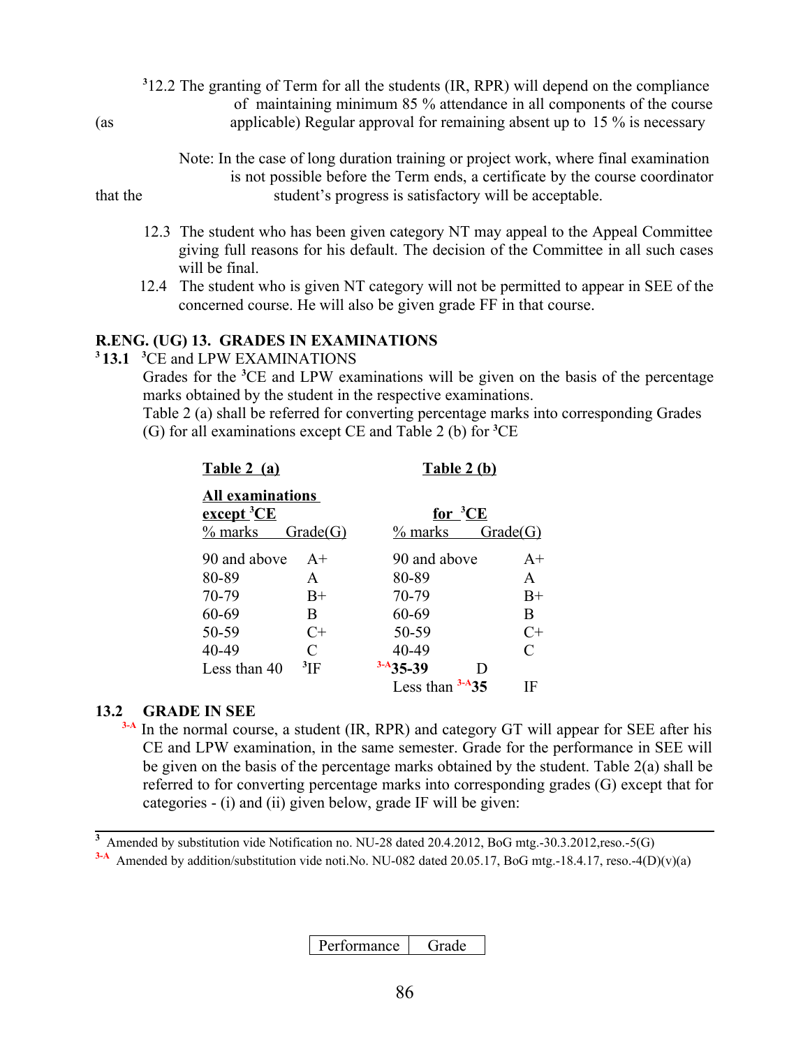[3]12.2 The granting of Term for all the students (IR, RPR) will depend on the compliance of maintaining minimum 85 % attendance in all components of the course (as applicable) Regular approval for remaining absent up to 15 % is necessary

Note: In the case of long duration training or project work, where final examination is not possible before the Term ends, a certificate by the course coordinator that the student's progress is satisfactory will be acceptable.

12.3 The student who has been given category NT may appeal to the Appeal Committee giving full reasons for his default. The decision of the Committee in all such cases will be final.

12.4 The student who is given NT category will not be permitted to appear in SEE of the concerned course. He will also be given grade FF in that course.

## R.ENG. (UG) 13. GRADES IN EXAMINATIONS

**[3]13.1** [3]CE and LPW EXAMINATIONS

Grades for the [3]CE and LPW examinations will be given on the basis of the percentage marks obtained by the student in the respective examinations.
Table 2 (a) shall be referred for converting percentage marks into corresponding Grades (G) for all examinations except CE and Table 2 (b) for [3]CE

**Table 2 (a)** — **All examinations except [3]CE**

| % marks | Grade(G) |
|---|---|
| 90 and above | A+ |
| 80-89 | A |
| 70-79 | B+ |
| 60-69 | B |
| 50-59 | C+ |
| 40-49 | C |
| Less than 40 | [3]IF |

**Table 2 (b)** — **for [3]CE**

| % marks | Grade(G) |
|---|---|
| 90 and above | A+ |
| 80-89 | A |
| 70-79 | B+ |
| 60-69 | B |
| 50-59 | C+ |
| 40-49 | C |
| [3-A]**35-39** | D |
| Less than [3-A]**35** | IF |

### 13.2 GRADE IN SEE

[3-A] In the normal course, a student (IR, RPR) and category GT will appear for SEE after his CE and LPW examination, in the same semester. Grade for the performance in SEE will be given on the basis of the percentage marks obtained by the student. Table 2(a) shall be referred to for converting percentage marks into corresponding grades (G) except that for categories - (i) and (ii) given below, grade IF will be given:

---

[3] Amended by substitution vide Notification no. NU-28 dated 20.4.2012, BoG mtg.-30.3.2012,reso.-5(G)

[3-A] Amended by addition/substitution vide noti.No. NU-082 dated 20.05.17, BoG mtg.-18.4.17, reso.-4(D)(v)(a)

| Performance | Grade |
|---|---|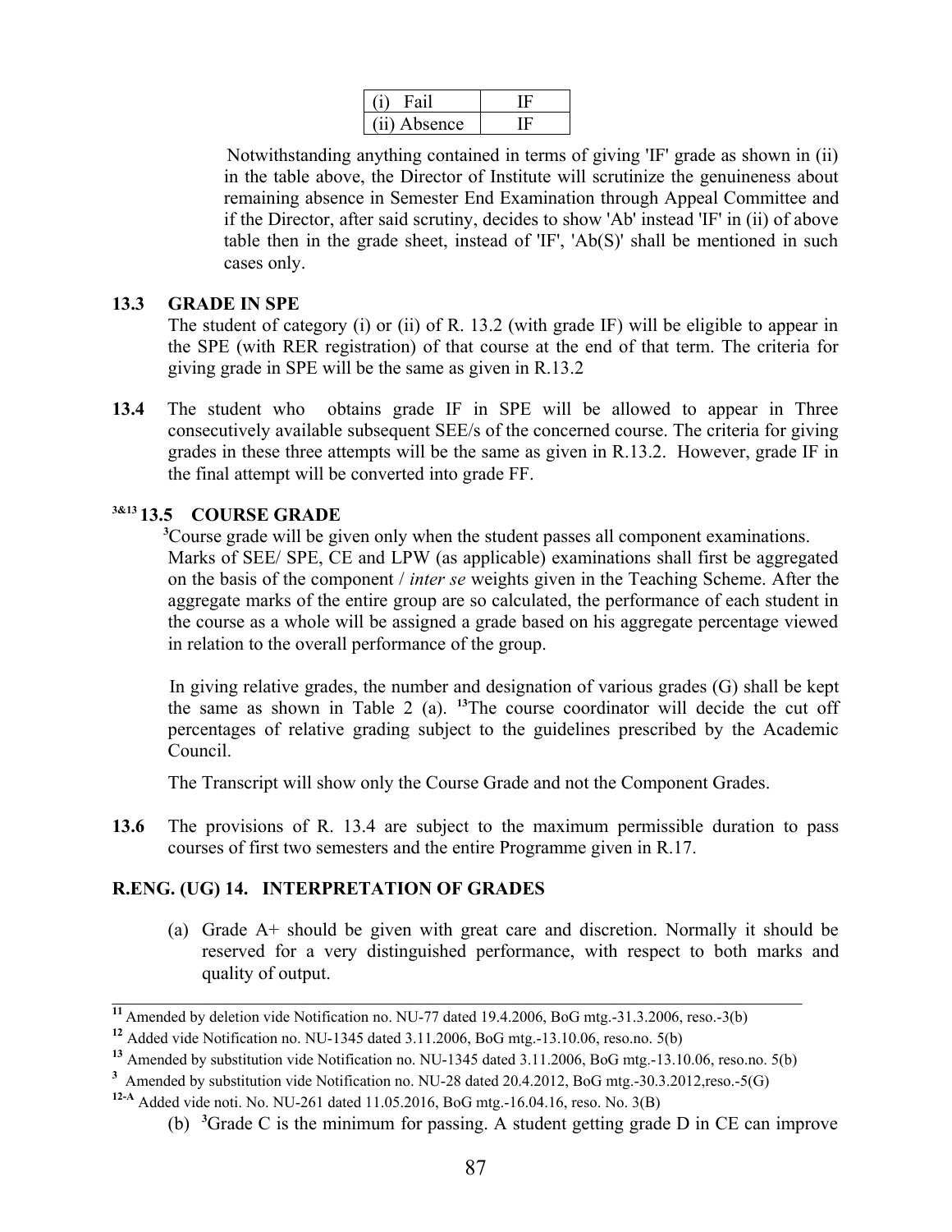| (i) Fail | IF |
|---|---|
| (ii) Absence | IF |

Notwithstanding anything contained in terms of giving 'IF' grade as shown in (ii) in the table above, the Director of Institute will scrutinize the genuineness about remaining absence in Semester End Examination through Appeal Committee and if the Director, after said scrutiny, decides to show 'Ab' instead 'IF' in (ii) of above table then in the grade sheet, instead of 'IF', 'Ab(S)' shall be mentioned in such cases only.

**13.3 GRADE IN SPE**

The student of category (i) or (ii) of R. 13.2 (with grade IF) will be eligible to appear in the SPE (with RER registration) of that course at the end of that term. The criteria for giving grade in SPE will be the same as given in R.13.2

**13.4** The student who obtains grade IF in SPE will be allowed to appear in Three consecutively available subsequent SEE/s of the concerned course. The criteria for giving grades in these three attempts will be the same as given in R.13.2. However, grade IF in the final attempt will be converted into grade FF.

[3&13] **13.5 COURSE GRADE**

[3]Course grade will be given only when the student passes all component examinations. Marks of SEE/ SPE, CE and LPW (as applicable) examinations shall first be aggregated on the basis of the component / *inter se* weights given in the Teaching Scheme. After the aggregate marks of the entire group are so calculated, the performance of each student in the course as a whole will be assigned a grade based on his aggregate percentage viewed in relation to the overall performance of the group.

In giving relative grades, the number and designation of various grades (G) shall be kept the same as shown in Table 2 (a). [13]The course coordinator will decide the cut off percentages of relative grading subject to the guidelines prescribed by the Academic Council.

The Transcript will show only the Course Grade and not the Component Grades.

**13.6** The provisions of R. 13.4 are subject to the maximum permissible duration to pass courses of first two semesters and the entire Programme given in R.17.

## R.ENG. (UG) 14. INTERPRETATION OF GRADES

(a) Grade A+ should be given with great care and discretion. Normally it should be reserved for a very distinguished performance, with respect to both marks and quality of output.

---

[11] Amended by deletion vide Notification no. NU-77 dated 19.4.2006, BoG mtg.-31.3.2006, reso.-3(b)

[12] Added vide Notification no. NU-1345 dated 3.11.2006, BoG mtg.-13.10.06, reso.no. 5(b)

[13] Amended by substitution vide Notification no. NU-1345 dated 3.11.2006, BoG mtg.-13.10.06, reso.no. 5(b)

[3] Amended by substitution vide Notification no. NU-28 dated 20.4.2012, BoG mtg.-30.3.2012,reso.-5(G)

[12-A] Added vide noti. No. NU-261 dated 11.05.2016, BoG mtg.-16.04.16, reso. No. 3(B)

(b) [3]Grade C is the minimum for passing. A student getting grade D in CE can improve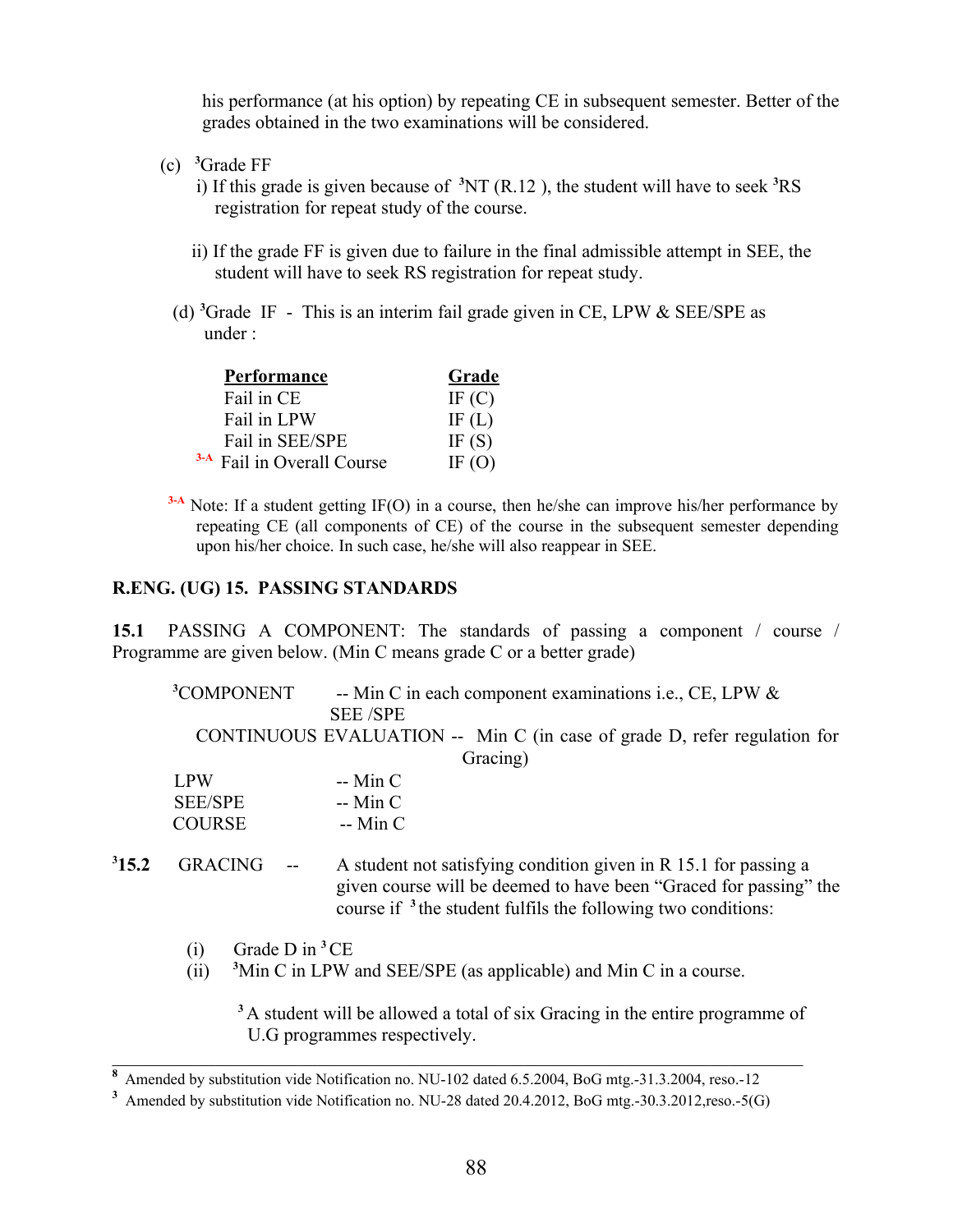his performance (at his option) by repeating CE in subsequent semester. Better of the grades obtained in the two examinations will be considered.

(c) [3]Grade FF

i) If this grade is given because of [3]NT (R.12 ), the student will have to seek [3]RS registration for repeat study of the course.

ii) If the grade FF is given due to failure in the final admissible attempt in SEE, the student will have to seek RS registration for repeat study.

(d) [3]Grade IF - This is an interim fail grade given in CE, LPW & SEE/SPE as under :

| Performance | Grade |
|---|---|
| Fail in CE | IF (C) |
| Fail in LPW | IF (L) |
| Fail in SEE/SPE | IF (S) |
| [3-A] Fail in Overall Course | IF (O) |

[3-A] Note: If a student getting IF(O) in a course, then he/she can improve his/her performance by repeating CE (all components of CE) of the course in the subsequent semester depending upon his/her choice. In such case, he/she will also reappear in SEE.

## R.ENG. (UG) 15. PASSING STANDARDS

**15.1** PASSING A COMPONENT: The standards of passing a component / course / Programme are given below. (Min C means grade C or a better grade)

[3]COMPONENT -- Min C in each component examinations i.e., CE, LPW & SEE /SPE

CONTINUOUS EVALUATION -- Min C (in case of grade D, refer regulation for Gracing)

LPW -- Min C

SEE/SPE -- Min C

COURSE -- Min C

**[3]15.2** GRACING -- A student not satisfying condition given in R 15.1 for passing a given course will be deemed to have been "Graced for passing" the course if [3]the student fulfils the following two conditions:

(i) Grade D in [3]CE

(ii) [3]Min C in LPW and SEE/SPE (as applicable) and Min C in a course.

[3]A student will be allowed a total of six Gracing in the entire programme of U.G programmes respectively.

---

[8] Amended by substitution vide Notification no. NU-102 dated 6.5.2004, BoG mtg.-31.3.2004, reso.-12

[3] Amended by substitution vide Notification no. NU-28 dated 20.4.2012, BoG mtg.-30.3.2012,reso.-5(G)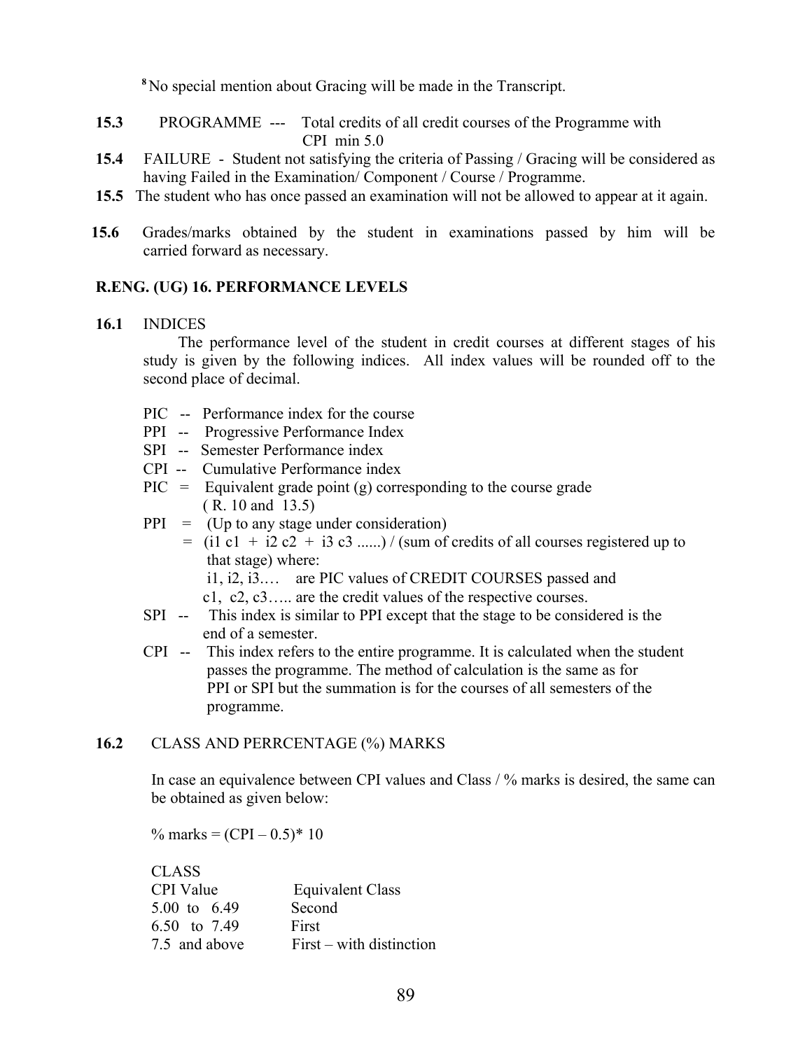[8] No special mention about Gracing will be made in the Transcript.

**15.3** PROGRAMME --- Total credits of all credit courses of the Programme with CPI min 5.0

**15.4** FAILURE - Student not satisfying the criteria of Passing / Gracing will be considered as having Failed in the Examination/ Component / Course / Programme.

**15.5** The student who has once passed an examination will not be allowed to appear at it again.

**15.6** Grades/marks obtained by the student in examinations passed by him will be carried forward as necessary.

## R.ENG. (UG) 16. PERFORMANCE LEVELS

**16.1** INDICES

The performance level of the student in credit courses at different stages of his study is given by the following indices. All index values will be rounded off to the second place of decimal.

- PIC -- Performance index for the course
- PPI -- Progressive Performance Index
- SPI -- Semester Performance index
- CPI -- Cumulative Performance index
- PIC = Equivalent grade point (g) corresponding to the course grade ( R. 10 and 13.5)
- PPI = (Up to any stage under consideration)
  = $(i_1 c_1 + i_2 c_2 + i_3 c_3 ......)$ / (sum of credits of all courses registered up to that stage) where:
  $i_1, i_2, i_3....$ are PIC values of CREDIT COURSES passed and
  $c_1, c_2, c_3.....$ are the credit values of the respective courses.
- SPI -- This index is similar to PPI except that the stage to be considered is the end of a semester.
- CPI -- This index refers to the entire programme. It is calculated when the student passes the programme. The method of calculation is the same as for PPI or SPI but the summation is for the courses of all semesters of the programme.

**16.2** CLASS AND PERRCENTAGE (%) MARKS

In case an equivalence between CPI values and Class / % marks is desired, the same can be obtained as given below:

% marks = (CPI – 0.5)* 10

CLASS

| CPI Value | Equivalent Class |
|---|---|
| 5.00 to 6.49 | Second |
| 6.50 to 7.49 | First |
| 7.5 and above | First – with distinction |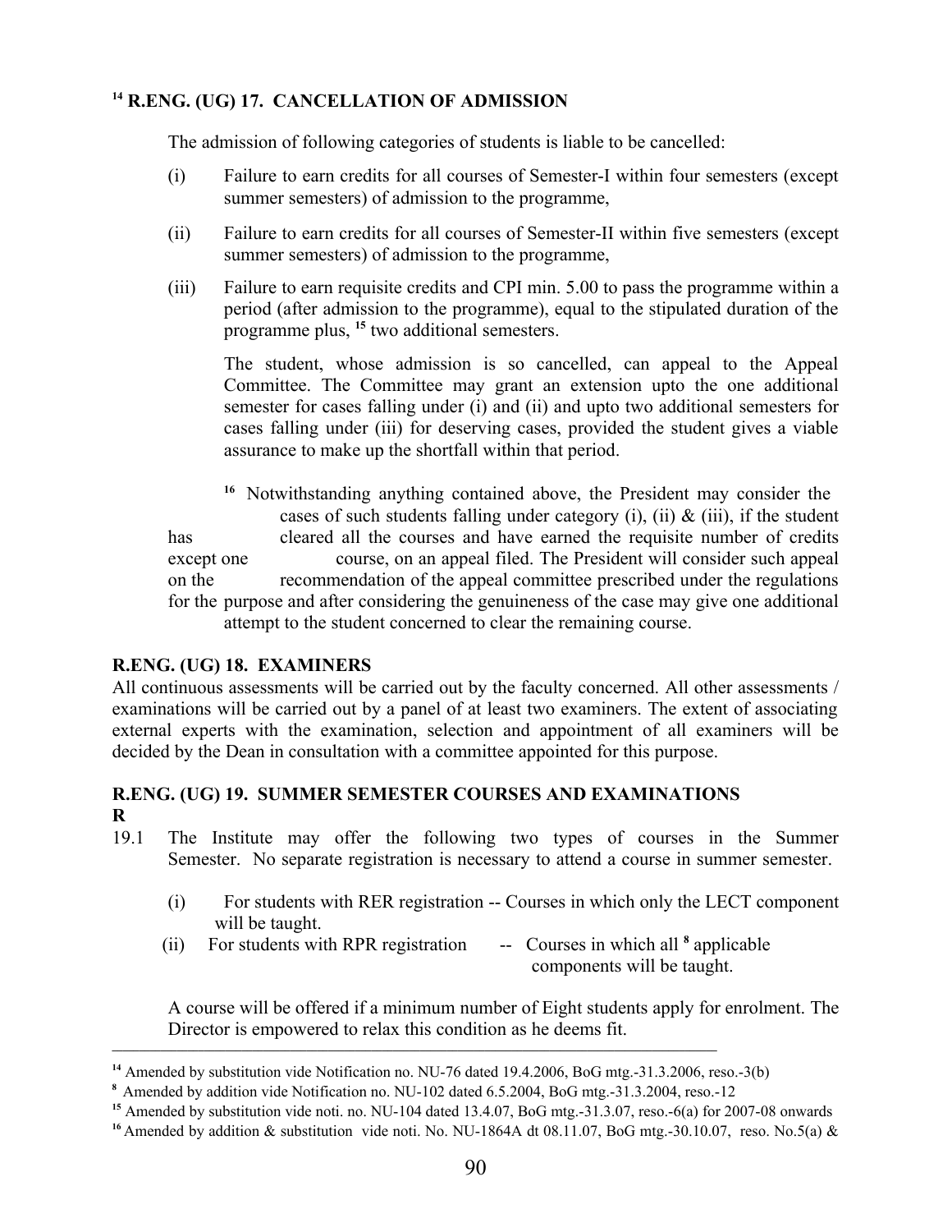### [14] R.ENG. (UG) 17. CANCELLATION OF ADMISSION

The admission of following categories of students is liable to be cancelled:

(i) Failure to earn credits for all courses of Semester-I within four semesters (except summer semesters) of admission to the programme,

(ii) Failure to earn credits for all courses of Semester-II within five semesters (except summer semesters) of admission to the programme,

(iii) Failure to earn requisite credits and CPI min. 5.00 to pass the programme within a period (after admission to the programme), equal to the stipulated duration of the programme plus, [15] two additional semesters.

The student, whose admission is so cancelled, can appeal to the Appeal Committee. The Committee may grant an extension upto the one additional semester for cases falling under (i) and (ii) and upto two additional semesters for cases falling under (iii) for deserving cases, provided the student gives a viable assurance to make up the shortfall within that period.

[16] Notwithstanding anything contained above, the President may consider the cases of such students falling under category (i), (ii) & (iii), if the student has cleared all the courses and have earned the requisite number of credits except one course, on an appeal filed. The President will consider such appeal on the recommendation of the appeal committee prescribed under the regulations for the purpose and after considering the genuineness of the case may give one additional attempt to the student concerned to clear the remaining course.

### R.ENG. (UG) 18. EXAMINERS

All continuous assessments will be carried out by the faculty concerned. All other assessments / examinations will be carried out by a panel of at least two examiners. The extent of associating external experts with the examination, selection and appointment of all examiners will be decided by the Dean in consultation with a committee appointed for this purpose.

### R.ENG. (UG) 19. SUMMER SEMESTER COURSES AND EXAMINATIONS

R

19.1 The Institute may offer the following two types of courses in the Summer Semester. No separate registration is necessary to attend a course in summer semester.

(i) For students with RER registration -- Courses in which only the LECT component will be taught.

(ii) For students with RPR registration -- Courses in which all [8] applicable components will be taught.

A course will be offered if a minimum number of Eight students apply for enrolment. The Director is empowered to relax this condition as he deems fit.

---

[14] Amended by substitution vide Notification no. NU-76 dated 19.4.2006, BoG mtg.-31.3.2006, reso.-3(b)

[8] Amended by addition vide Notification no. NU-102 dated 6.5.2004, BoG mtg.-31.3.2004, reso.-12

[15] Amended by substitution vide noti. no. NU-104 dated 13.4.07, BoG mtg.-31.3.07, reso.-6(a) for 2007-08 onwards

[16] Amended by addition & substitution vide noti. No. NU-1864A dt 08.11.07, BoG mtg.-30.10.07, reso. No.5(a) &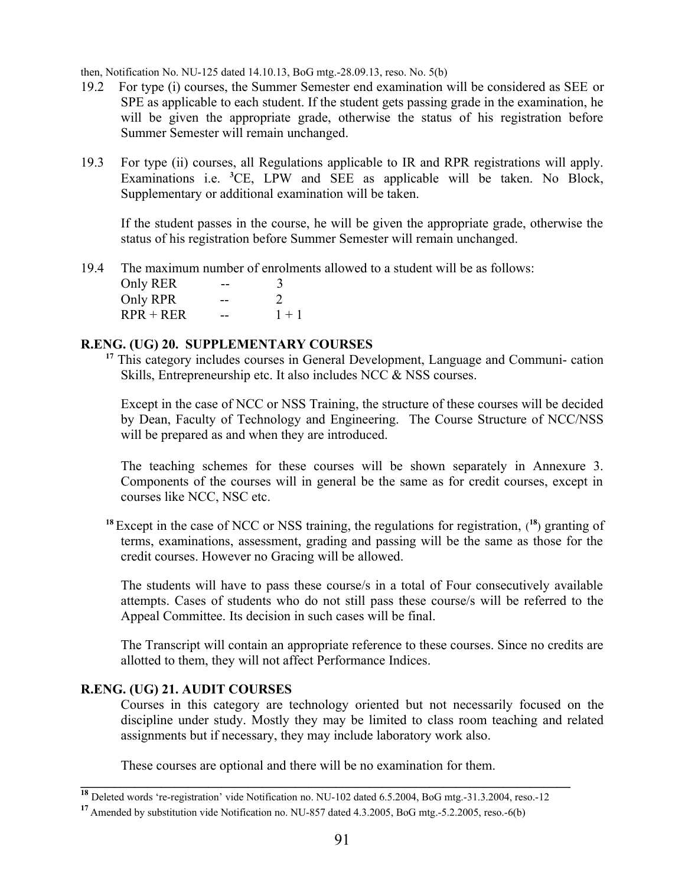then, Notification No. NU-125 dated 14.10.13, BoG mtg.-28.09.13, reso. No. 5(b)

19.2 For type (i) courses, the Summer Semester end examination will be considered as SEE or SPE as applicable to each student. If the student gets passing grade in the examination, he will be given the appropriate grade, otherwise the status of his registration before Summer Semester will remain unchanged.

19.3 For type (ii) courses, all Regulations applicable to IR and RPR registrations will apply. Examinations i.e. [3]CE, LPW and SEE as applicable will be taken. No Block, Supplementary or additional examination will be taken.

If the student passes in the course, he will be given the appropriate grade, otherwise the status of his registration before Summer Semester will remain unchanged.

19.4 The maximum number of enrolments allowed to a student will be as follows:

| | | |
|---|---|---|
| Only RER | -- | 3 |
| Only RPR | -- | 2 |
| RPR + RER | -- | 1 + 1 |

### R.ENG. (UG) 20. SUPPLEMENTARY COURSES

[17] This category includes courses in General Development, Language and Communi- cation Skills, Entrepreneurship etc. It also includes NCC & NSS courses.

Except in the case of NCC or NSS Training, the structure of these courses will be decided by Dean, Faculty of Technology and Engineering. The Course Structure of NCC/NSS will be prepared as and when they are introduced.

The teaching schemes for these courses will be shown separately in Annexure 3. Components of the courses will in general be the same as for credit courses, except in courses like NCC, NSC etc.

[18] Except in the case of NCC or NSS training, the regulations for registration, ([18]) granting of terms, examinations, assessment, grading and passing will be the same as those for the credit courses. However no Gracing will be allowed.

The students will have to pass these course/s in a total of Four consecutively available attempts. Cases of students who do not still pass these course/s will be referred to the Appeal Committee. Its decision in such cases will be final.

The Transcript will contain an appropriate reference to these courses. Since no credits are allotted to them, they will not affect Performance Indices.

### R.ENG. (UG) 21. AUDIT COURSES

Courses in this category are technology oriented but not necessarily focused on the discipline under study. Mostly they may be limited to class room teaching and related assignments but if necessary, they may include laboratory work also.

These courses are optional and there will be no examination for them.

---

[18] Deleted words 're-registration' vide Notification no. NU-102 dated 6.5.2004, BoG mtg.-31.3.2004, reso.-12

[17] Amended by substitution vide Notification no. NU-857 dated 4.3.2005, BoG mtg.-5.2.2005, reso.-6(b)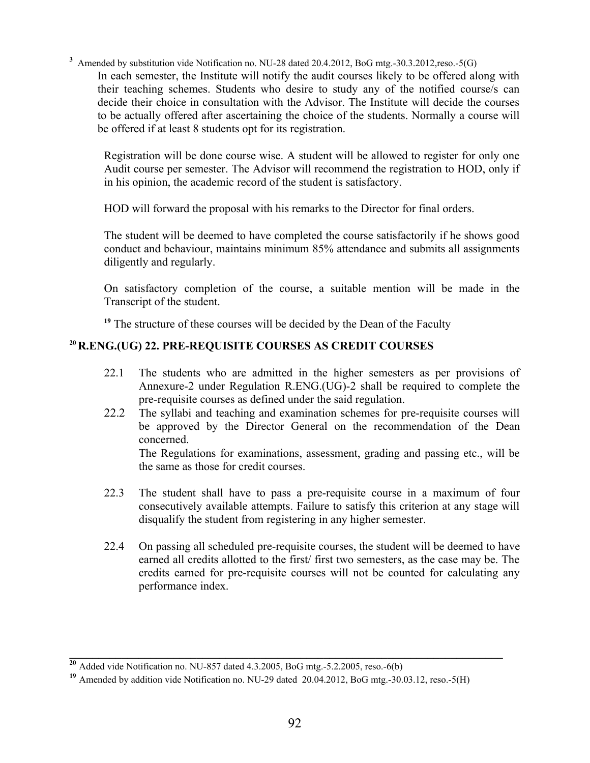[3] Amended by substitution vide Notification no. NU-28 dated 20.4.2012, BoG mtg.-30.3.2012,reso.-5(G)

In each semester, the Institute will notify the audit courses likely to be offered along with their teaching schemes. Students who desire to study any of the notified course/s can decide their choice in consultation with the Advisor. The Institute will decide the courses to be actually offered after ascertaining the choice of the students. Normally a course will be offered if at least 8 students opt for its registration.

Registration will be done course wise. A student will be allowed to register for only one Audit course per semester. The Advisor will recommend the registration to HOD, only if in his opinion, the academic record of the student is satisfactory.

HOD will forward the proposal with his remarks to the Director for final orders.

The student will be deemed to have completed the course satisfactorily if he shows good conduct and behaviour, maintains minimum 85% attendance and submits all assignments diligently and regularly.

On satisfactory completion of the course, a suitable mention will be made in the Transcript of the student.

[19] The structure of these courses will be decided by the Dean of the Faculty

## [20] R.ENG.(UG) 22. PRE-REQUISITE COURSES AS CREDIT COURSES

22.1 The students who are admitted in the higher semesters as per provisions of Annexure-2 under Regulation R.ENG.(UG)-2 shall be required to complete the pre-requisite courses as defined under the said regulation.

22.2 The syllabi and teaching and examination schemes for pre-requisite courses will be approved by the Director General on the recommendation of the Dean concerned.
The Regulations for examinations, assessment, grading and passing etc., will be the same as those for credit courses.

22.3 The student shall have to pass a pre-requisite course in a maximum of four consecutively available attempts. Failure to satisfy this criterion at any stage will disqualify the student from registering in any higher semester.

22.4 On passing all scheduled pre-requisite courses, the student will be deemed to have earned all credits allotted to the first/ first two semesters, as the case may be. The credits earned for pre-requisite courses will not be counted for calculating any performance index.

---

[20] Added vide Notification no. NU-857 dated 4.3.2005, BoG mtg.-5.2.2005, reso.-6(b)

[19] Amended by addition vide Notification no. NU-29 dated 20.04.2012, BoG mtg.-30.03.12, reso.-5(H)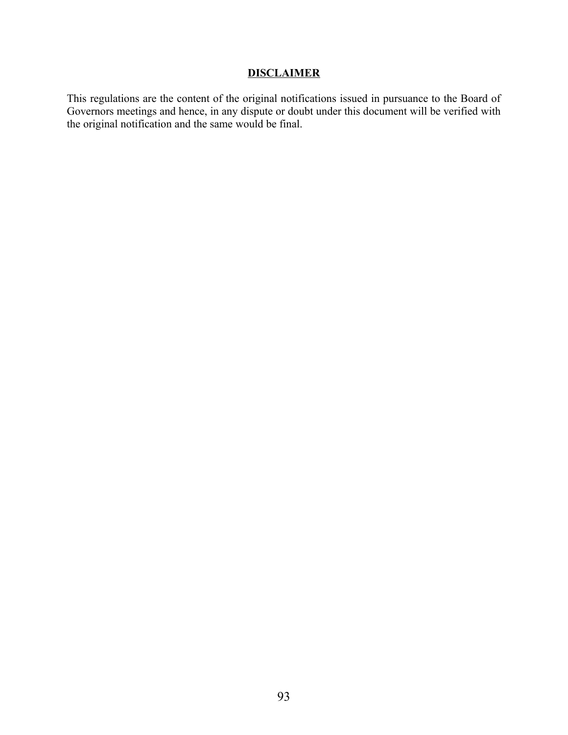## DISCLAIMER

This regulations are the content of the original notifications issued in pursuance to the Board of Governors meetings and hence, in any dispute or doubt under this document will be verified with the original notification and the same would be final.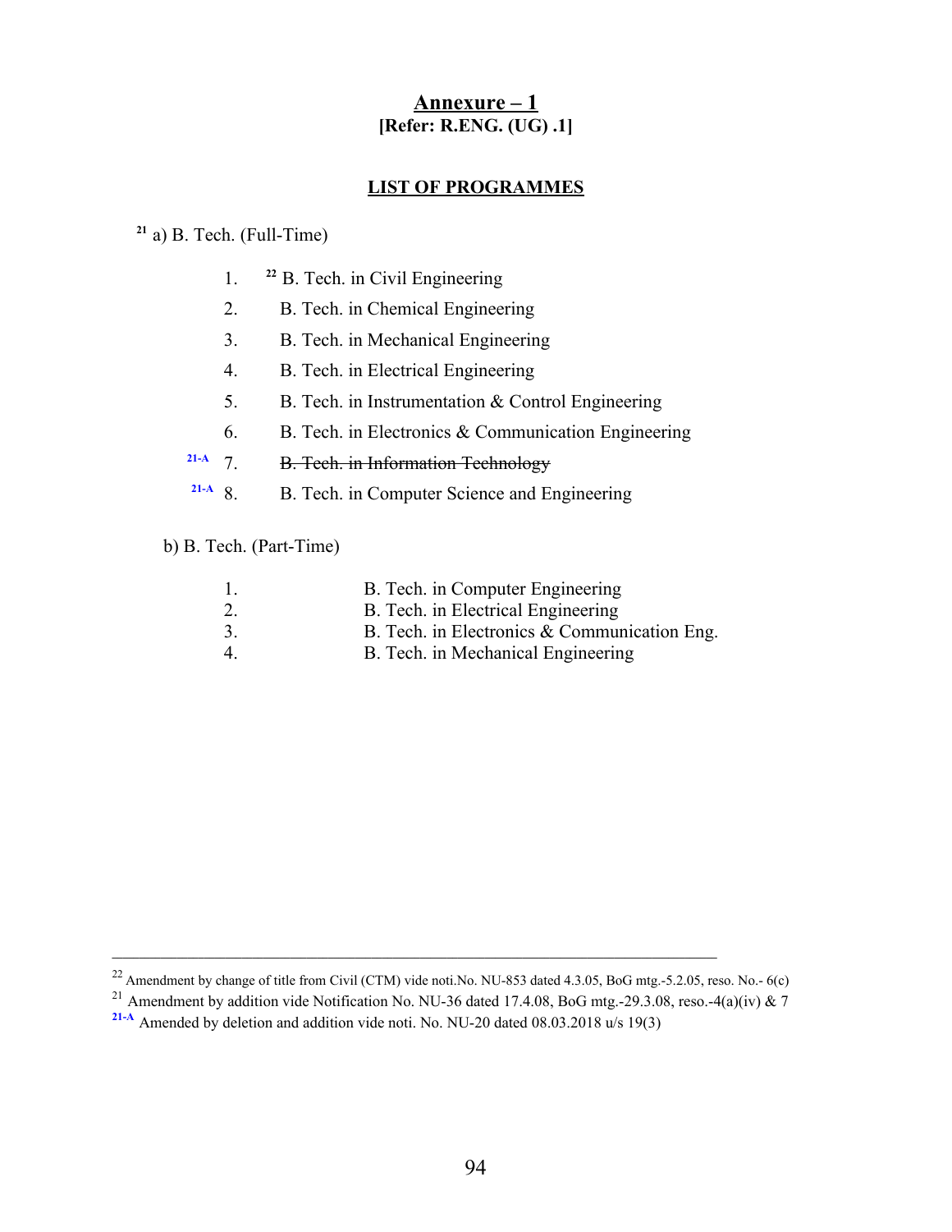# Annexure – 1
**[Refer: R.ENG. (UG) .1]**

## LIST OF PROGRAMMES

[21] a) B. Tech. (Full-Time)

1. [22] B. Tech. in Civil Engineering
2. B. Tech. in Chemical Engineering
3. B. Tech. in Mechanical Engineering
4. B. Tech. in Electrical Engineering
5. B. Tech. in Instrumentation & Control Engineering
6. B. Tech. in Electronics & Communication Engineering
7. [21-A] ~~B. Tech. in Information Technology~~
8. [21-A] B. Tech. in Computer Science and Engineering

b) B. Tech. (Part-Time)

1. B. Tech. in Computer Engineering
2. B. Tech. in Electrical Engineering
3. B. Tech. in Electronics & Communication Eng.
4. B. Tech. in Mechanical Engineering

---

[22] Amendment by change of title from Civil (CTM) vide noti.No. NU-853 dated 4.3.05, BoG mtg.-5.2.05, reso. No.- 6(c)

[21] Amendment by addition vide Notification No. NU-36 dated 17.4.08, BoG mtg.-29.3.08, reso.-4(a)(iv) & 7

[21-A] Amended by deletion and addition vide noti. No. NU-20 dated 08.03.2018 u/s 19(3)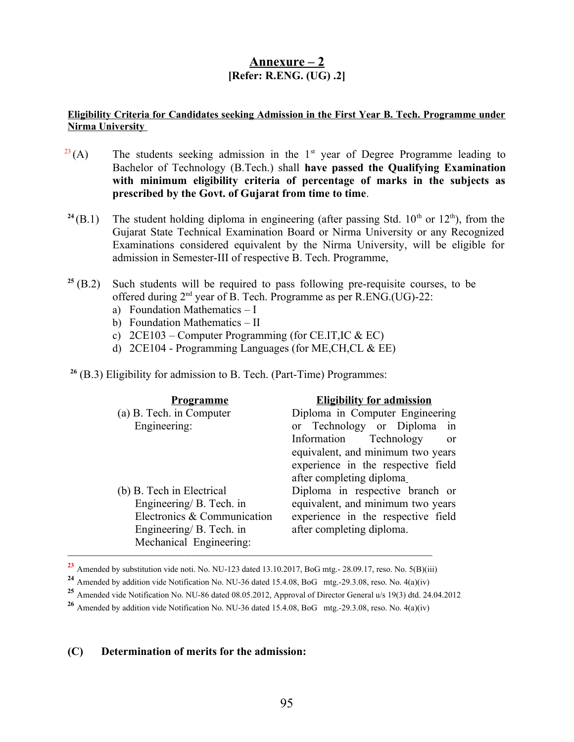# Annexure – 2

**[Refer: R.ENG. (UG) .2]**

**Eligibility Criteria for Candidates seeking Admission in the First Year B. Tech. Programme under Nirma University**

[23] (A) The students seeking admission in the 1st year of Degree Programme leading to Bachelor of Technology (B.Tech.) shall **have passed the Qualifying Examination with minimum eligibility criteria of percentage of marks in the subjects as prescribed by the Govt. of Gujarat from time to time**.

[24] (B.1) The student holding diploma in engineering (after passing Std. 10th or 12th), from the Gujarat State Technical Examination Board or Nirma University or any Recognized Examinations considered equivalent by the Nirma University, will be eligible for admission in Semester-III of respective B. Tech. Programme,

[25] (B.2) Such students will be required to pass following pre-requisite courses, to be offered during 2nd year of B. Tech. Programme as per R.ENG.(UG)-22:

a) Foundation Mathematics – I
b) Foundation Mathematics – II
c) 2CE103 – Computer Programming (for CE.IT,IC & EC)
d) 2CE104 - Programming Languages (for ME,CH,CL & EE)

[26] (B.3) Eligibility for admission to B. Tech. (Part-Time) Programmes:

| Programme | Eligibility for admission |
|---|---|
| (a) B. Tech. in Computer Engineering: | Diploma in Computer Engineering or Technology or Diploma in Information Technology or equivalent, and minimum two years experience in the respective field after completing diploma |
| (b) B. Tech in Electrical Engineering/ B. Tech. in Electronics & Communication Engineering/ B. Tech. in Mechanical Engineering: | Diploma in respective branch or equivalent, and minimum two years experience in the respective field after completing diploma. |

---

[23] Amended by substitution vide noti. No. NU-123 dated 13.10.2017, BoG mtg.- 28.09.17, reso. No. 5(B)(iii)

[24] Amended by addition vide Notification No. NU-36 dated 15.4.08, BoG mtg.-29.3.08, reso. No. 4(a)(iv)

[25] Amended vide Notification No. NU-86 dated 08.05.2012, Approval of Director General u/s 19(3) dtd. 24.04.2012

[26] Amended by addition vide Notification No. NU-36 dated 15.4.08, BoG mtg.-29.3.08, reso. No. 4(a)(iv)

**(C) Determination of merits for the admission:**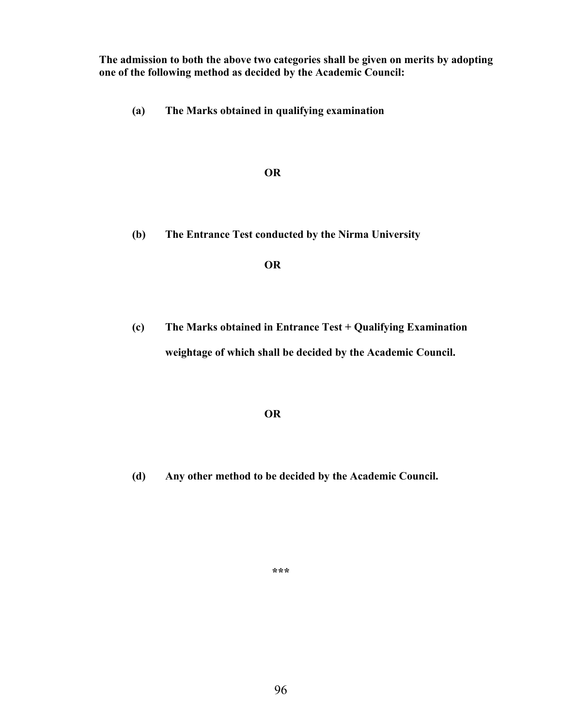**The admission to both the above two categories shall be given on merits by adopting one of the following method as decided by the Academic Council:**

**(a) The Marks obtained in qualifying examination**

**OR**

**(b) The Entrance Test conducted by the Nirma University**

**OR**

**(c) The Marks obtained in Entrance Test + Qualifying Examination weightage of which shall be decided by the Academic Council.**

**OR**

**(d) Any other method to be decided by the Academic Council.**

***